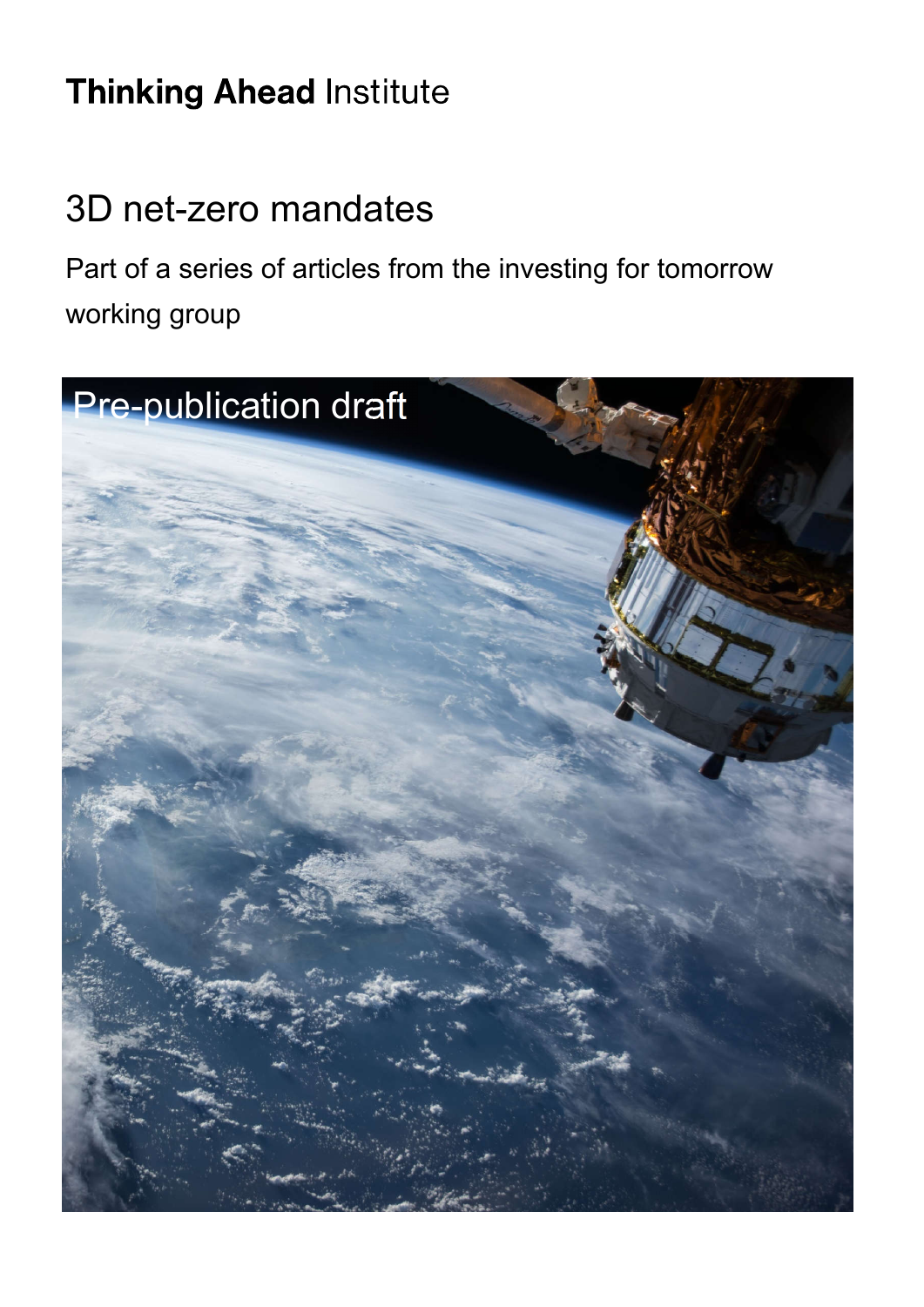**Thinking Ahead** Institute

# 3D net-zero mandates

Part of a series of articles from the investing for tomorrow working group

Pre-publication draft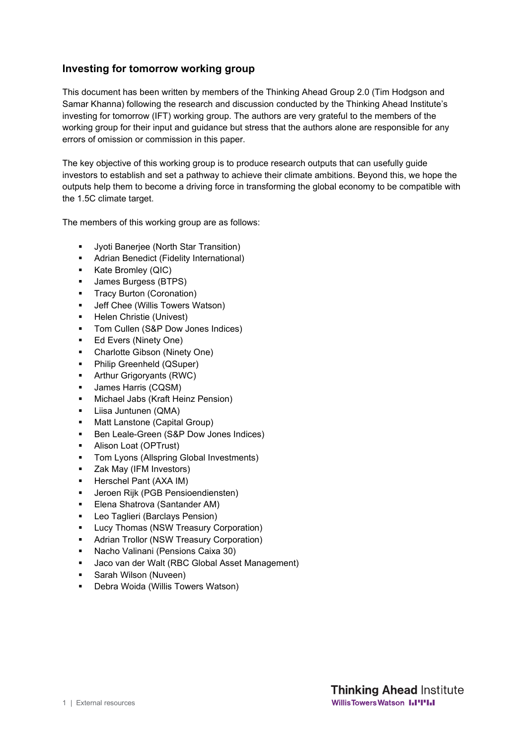## Investing for tomorrow working group

This document has been written by members of the Thinking Ahead Group 2.0 (Tim Hodgson and Samar Khanna) following the research and discussion conducted by the Thinking Ahead Institute's investing for tomorrow (IFT) working group. The authors are very grateful to the members of the working group for their input and guidance but stress that the authors alone are responsible for any errors of omission or commission in this paper.

The key objective of this working group is to produce research outputs that can usefully guide investors to establish and set a pathway to achieve their climate ambitions. Beyond this, we hope the outputs help them to become a driving force in transforming the global economy to be compatible with the 1.5C climate target.

The members of this working group are as follows:

- Jyoti Banerjee (North Star Transition)
- Adrian Benedict (Fidelity International)
- Kate Bromley (QIC)
- James Burgess (BTPS)
- Tracy Burton (Coronation)
- Jeff Chee (Willis Towers Watson)
- Helen Christie (Univest)
- Tom Cullen (S&P Dow Jones Indices)
- Ed Evers (Ninety One)
- Charlotte Gibson (Ninety One)
- Philip Greenheld (QSuper)
- Arthur Grigoryants (RWC)
- James Harris (CQSM)
- Michael Jabs (Kraft Heinz Pension)
- Liisa Juntunen (QMA)
- Matt Lanstone (Capital Group)
- Ben Leale-Green (S&P Dow Jones Indices)
- Alison Loat (OPTrust)
- Tom Lyons (Allspring Global Investments)
- Zak May (IFM Investors)
- Herschel Pant (AXA IM)
- Jeroen Rijk (PGB Pensioendiensten)
- Elena Shatrova (Santander AM)
- Leo Taglieri (Barclays Pension)
- Lucy Thomas (NSW Treasury Corporation)
- Adrian Trollor (NSW Treasury Corporation)
- Nacho Valinani (Pensions Caixa 30)
- Jaco van der Walt (RBC Global Asset Management)
- Sarah Wilson (Nuveen)
- Debra Woida (Willis Towers Watson)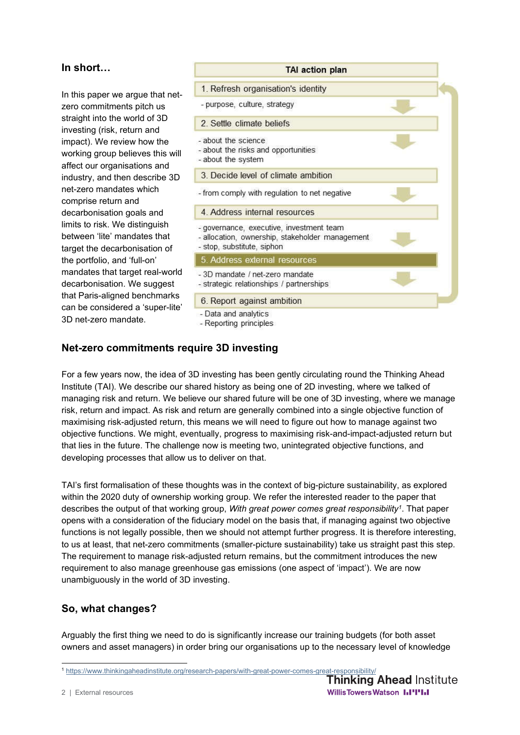## In short…

In this paper we argue that net-zero commitments pitch us straight into the world of 3D investing (risk, return and impact). We review how the working group believes this will affect our organisations and industry, and then describe 3D net-zero mandates which comprise return and decarbonisation goals and limits to risk. We distinguish between 'lite' mandates that target the decarbonisation of the portfolio, and 'full-on' mandates that target real-world decarbonisation. We suggest that Paris-aligned benchmarks can be considered a 'super-lite' 3D net-zero mandate.

**TAI action plan**

1. Refresh organisation's identity
   - purpose, culture, strategy
2. Settle climate beliefs
   - about the science
   - about the risks and opportunities
   - about the system
3. Decide level of climate ambition
   - from comply with regulation to net negative
4. Address internal resources
   - governance, executive, investment team
   - allocation, ownership, stakeholder management
   - stop, substitute, siphon
5. **Address external resources**
   - 3D mandate / net-zero mandate
   - strategic relationships / partnerships
6. Report against ambition
   - Data and analytics
   - Reporting principles

## Net-zero commitments require 3D investing

For a few years now, the idea of 3D investing has been gently circulating round the Thinking Ahead Institute (TAI). We describe our shared history as being one of 2D investing, where we talked of managing risk and return. We believe our shared future will be one of 3D investing, where we manage risk, return and impact. As risk and return are generally combined into a single objective function of maximising risk-adjusted return, this means we will need to figure out how to manage against two objective functions. We might, eventually, progress to maximising risk-and-impact-adjusted return but that lies in the future. The challenge now is meeting two, unintegrated objective functions, and developing processes that allow us to deliver on that.

TAI's first formalisation of these thoughts was in the context of big-picture sustainability, as explored within the 2020 duty of ownership working group. We refer the interested reader to the paper that describes the output of that working group, *With great power comes great responsibility*[1]. That paper opens with a consideration of the fiduciary model on the basis that, if managing against two objective functions is not legally possible, then we should not attempt further progress. It is therefore interesting, to us at least, that net-zero commitments (smaller-picture sustainability) take us straight past this step. The requirement to manage risk-adjusted return remains, but the commitment introduces the new requirement to also manage greenhouse gas emissions (one aspect of 'impact'). We are now unambiguously in the world of 3D investing.

## So, what changes?

Arguably the first thing we need to do is significantly increase our training budgets (for both asset owners and asset managers) in order bring our organisations up to the necessary level of knowledge

[1] https://www.thinkingaheadinstitute.org/research-papers/with-great-power-comes-great-responsibility/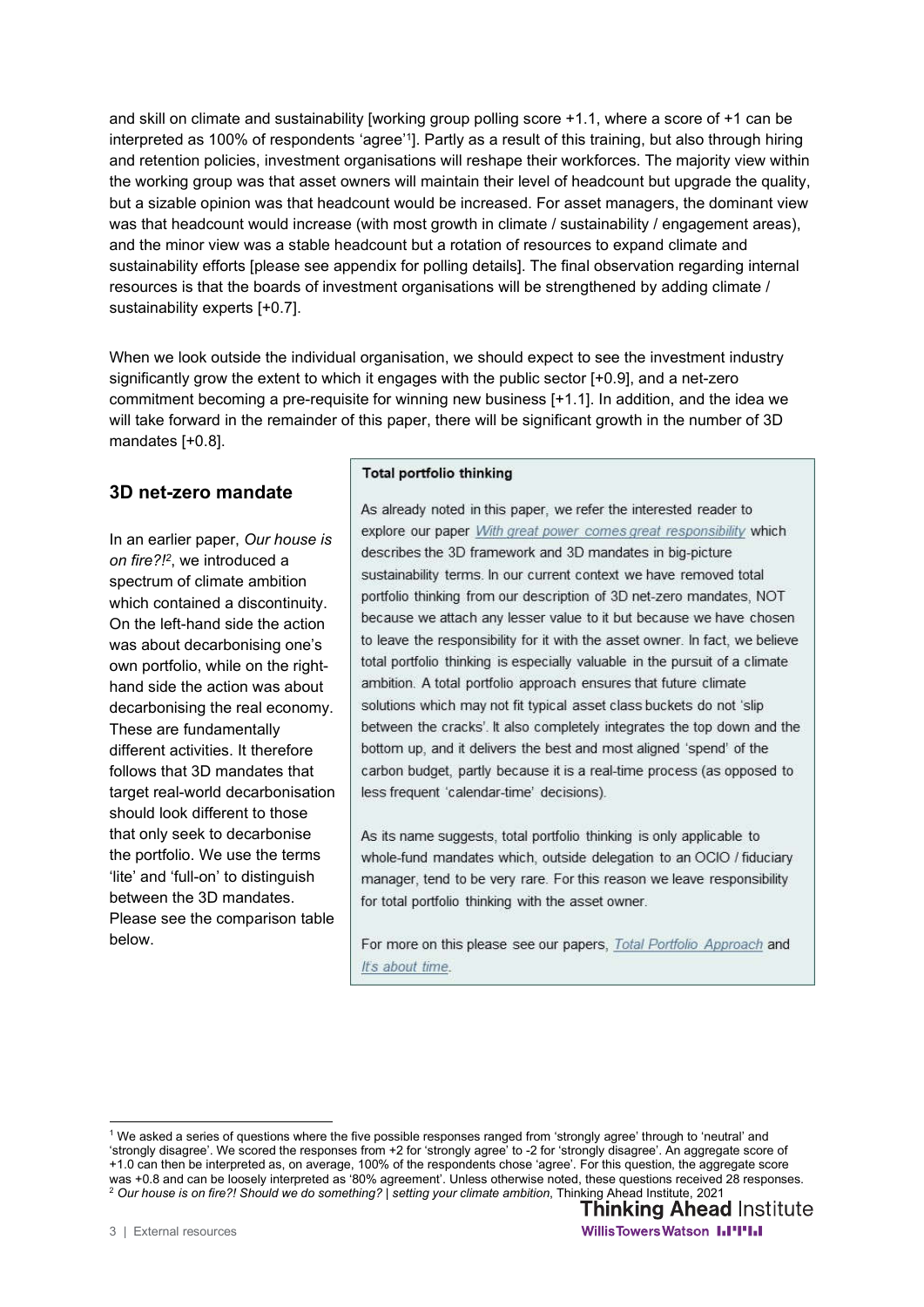and skill on climate and sustainability [working group polling score +1.1, where a score of +1 can be interpreted as 100% of respondents 'agree'[1]. Partly as a result of this training, but also through hiring and retention policies, investment organisations will reshape their workforces. The majority view within the working group was that asset owners will maintain their level of headcount but upgrade the quality, but a sizable opinion was that headcount would be increased. For asset managers, the dominant view was that headcount would increase (with most growth in climate / sustainability / engagement areas), and the minor view was a stable headcount but a rotation of resources to expand climate and sustainability efforts [please see appendix for polling details]. The final observation regarding internal resources is that the boards of investment organisations will be strengthened by adding climate / sustainability experts [+0.7].

When we look outside the individual organisation, we should expect to see the investment industry significantly grow the extent to which it engages with the public sector [+0.9], and a net-zero commitment becoming a pre-requisite for winning new business [+1.1]. In addition, and the idea we will take forward in the remainder of this paper, there will be significant growth in the number of 3D mandates [+0.8].

## 3D net-zero mandate

In an earlier paper, *Our house is on fire?!*[2], we introduced a spectrum of climate ambition which contained a discontinuity. On the left-hand side the action was about decarbonising one's own portfolio, while on the right-hand side the action was about decarbonising the real economy. These are fundamentally different activities. It therefore follows that 3D mandates that target real-world decarbonisation should look different to those that only seek to decarbonise the portfolio. We use the terms 'lite' and 'full-on' to distinguish between the 3D mandates. Please see the comparison table below.

**Total portfolio thinking**

As already noted in this paper, we refer the interested reader to explore our paper *With great power comes great responsibility* which describes the 3D framework and 3D mandates in big-picture sustainability terms. In our current context we have removed total portfolio thinking from our description of 3D net-zero mandates, NOT because we attach any lesser value to it but because we have chosen to leave the responsibility for it with the asset owner. In fact, we believe total portfolio thinking is especially valuable in the pursuit of a climate ambition. A total portfolio approach ensures that future climate solutions which may not fit typical asset class buckets do not 'slip between the cracks'. It also completely integrates the top down and the bottom up, and it delivers the best and most aligned 'spend' of the carbon budget, partly because it is a real-time process (as opposed to less frequent 'calendar-time' decisions).

As its name suggests, total portfolio thinking is only applicable to whole-fund mandates which, outside delegation to an OCIO / fiduciary manager, tend to be very rare. For this reason we leave responsibility for total portfolio thinking with the asset owner.

For more on this please see our papers, *Total Portfolio Approach* and *It's about time*.

---

[1] We asked a series of questions where the five possible responses ranged from 'strongly agree' through to 'neutral' and 'strongly disagree'. We scored the responses from +2 for 'strongly agree' to -2 for 'strongly disagree'. An aggregate score of +1.0 can then be interpreted as, on average, 100% of the respondents chose 'agree'. For this question, the aggregate score was +0.8 and can be loosely interpreted as '80% agreement'. Unless otherwise noted, these questions received 28 responses.

[2] *Our house is on fire?! Should we do something? | setting your climate ambition*, Thinking Ahead Institute, 2021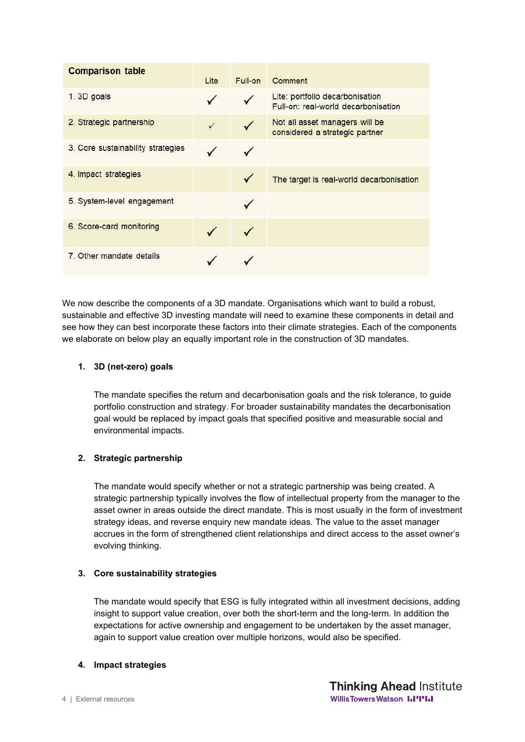| Comparison table | Lite | Full-on | Comment |
|---|---|---|---|
| 1. 3D goals | ✓ | ✓ | Lite: portfolio decarbonisation<br>Full-on: real-world decarbonisation |
| 2. Strategic partnership | ✓ | ✓ | Not all asset managers will be considered a strategic partner |
| 3. Core sustainability strategies | ✓ | ✓ | |
| 4. Impact strategies | | ✓ | The target is real-world decarbonisation |
| 5. System-level engagement | | ✓ | |
| 6. Score-card monitoring | ✓ | ✓ | |
| 7. Other mandate details | ✓ | ✓ | |

We now describe the components of a 3D mandate. Organisations which want to build a robust, sustainable and effective 3D investing mandate will need to examine these components in detail and see how they can best incorporate these factors into their climate strategies. Each of the components we elaborate on below play an equally important role in the construction of 3D mandates.

1. **3D (net-zero) goals**

   The mandate specifies the return and decarbonisation goals and the risk tolerance, to guide portfolio construction and strategy. For broader sustainability mandates the decarbonisation goal would be replaced by impact goals that specified positive and measurable social and environmental impacts.

2. **Strategic partnership**

   The mandate would specify whether or not a strategic partnership was being created. A strategic partnership typically involves the flow of intellectual property from the manager to the asset owner in areas outside the direct mandate. This is most usually in the form of investment strategy ideas, and reverse enquiry new mandate ideas. The value to the asset manager accrues in the form of strengthened client relationships and direct access to the asset owner's evolving thinking.

3. **Core sustainability strategies**

   The mandate would specify that ESG is fully integrated within all investment decisions, adding insight to support value creation, over both the short-term and the long-term. In addition the expectations for active ownership and engagement to be undertaken by the asset manager, again to support value creation over multiple horizons, would also be specified.

4. **Impact strategies**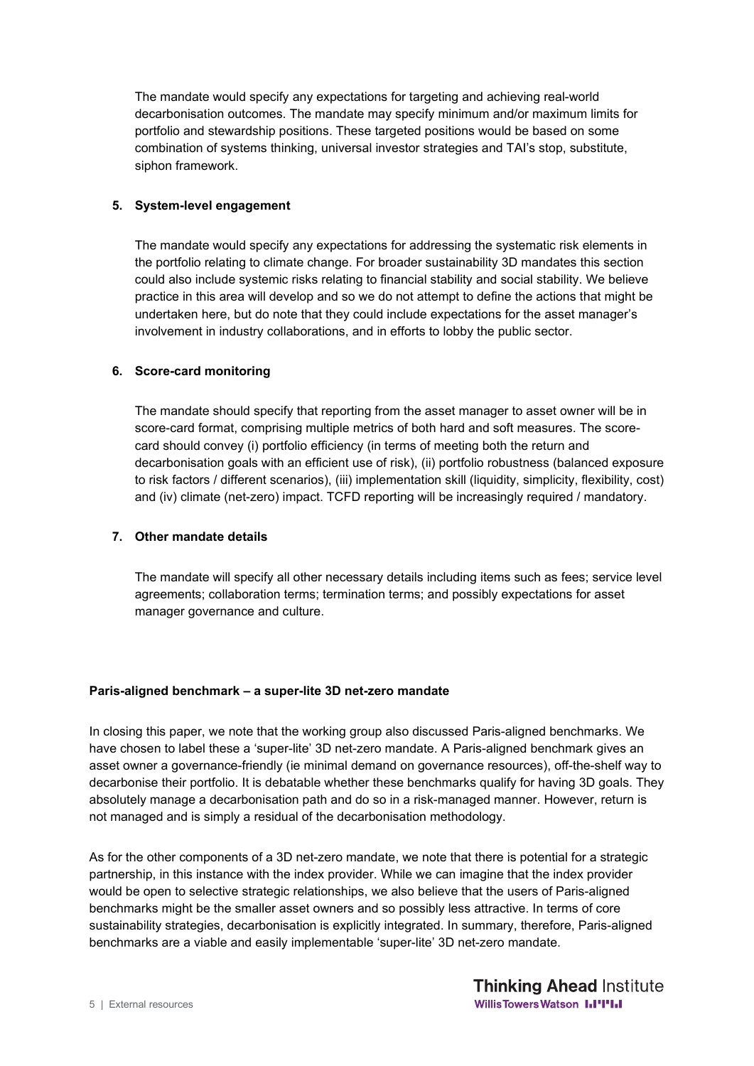The mandate would specify any expectations for targeting and achieving real-world decarbonisation outcomes. The mandate may specify minimum and/or maximum limits for portfolio and stewardship positions. These targeted positions would be based on some combination of systems thinking, universal investor strategies and TAI's stop, substitute, siphon framework.

5. **System-level engagement**

   The mandate would specify any expectations for addressing the systematic risk elements in the portfolio relating to climate change. For broader sustainability 3D mandates this section could also include systemic risks relating to financial stability and social stability. We believe practice in this area will develop and so we do not attempt to define the actions that might be undertaken here, but do note that they could include expectations for the asset manager's involvement in industry collaborations, and in efforts to lobby the public sector.

6. **Score-card monitoring**

   The mandate should specify that reporting from the asset manager to asset owner will be in score-card format, comprising multiple metrics of both hard and soft measures. The score-card should convey (i) portfolio efficiency (in terms of meeting both the return and decarbonisation goals with an efficient use of risk), (ii) portfolio robustness (balanced exposure to risk factors / different scenarios), (iii) implementation skill (liquidity, simplicity, flexibility, cost) and (iv) climate (net-zero) impact. TCFD reporting will be increasingly required / mandatory.

7. **Other mandate details**

   The mandate will specify all other necessary details including items such as fees; service level agreements; collaboration terms; termination terms; and possibly expectations for asset manager governance and culture.

### Paris-aligned benchmark – a super-lite 3D net-zero mandate

In closing this paper, we note that the working group also discussed Paris-aligned benchmarks. We have chosen to label these a 'super-lite' 3D net-zero mandate. A Paris-aligned benchmark gives an asset owner a governance-friendly (ie minimal demand on governance resources), off-the-shelf way to decarbonise their portfolio. It is debatable whether these benchmarks qualify for having 3D goals. They absolutely manage a decarbonisation path and do so in a risk-managed manner. However, return is not managed and is simply a residual of the decarbonisation methodology.

As for the other components of a 3D net-zero mandate, we note that there is potential for a strategic partnership, in this instance with the index provider. While we can imagine that the index provider would be open to selective strategic relationships, we also believe that the users of Paris-aligned benchmarks might be the smaller asset owners and so possibly less attractive. In terms of core sustainability strategies, decarbonisation is explicitly integrated. In summary, therefore, Paris-aligned benchmarks are a viable and easily implementable 'super-lite' 3D net-zero mandate.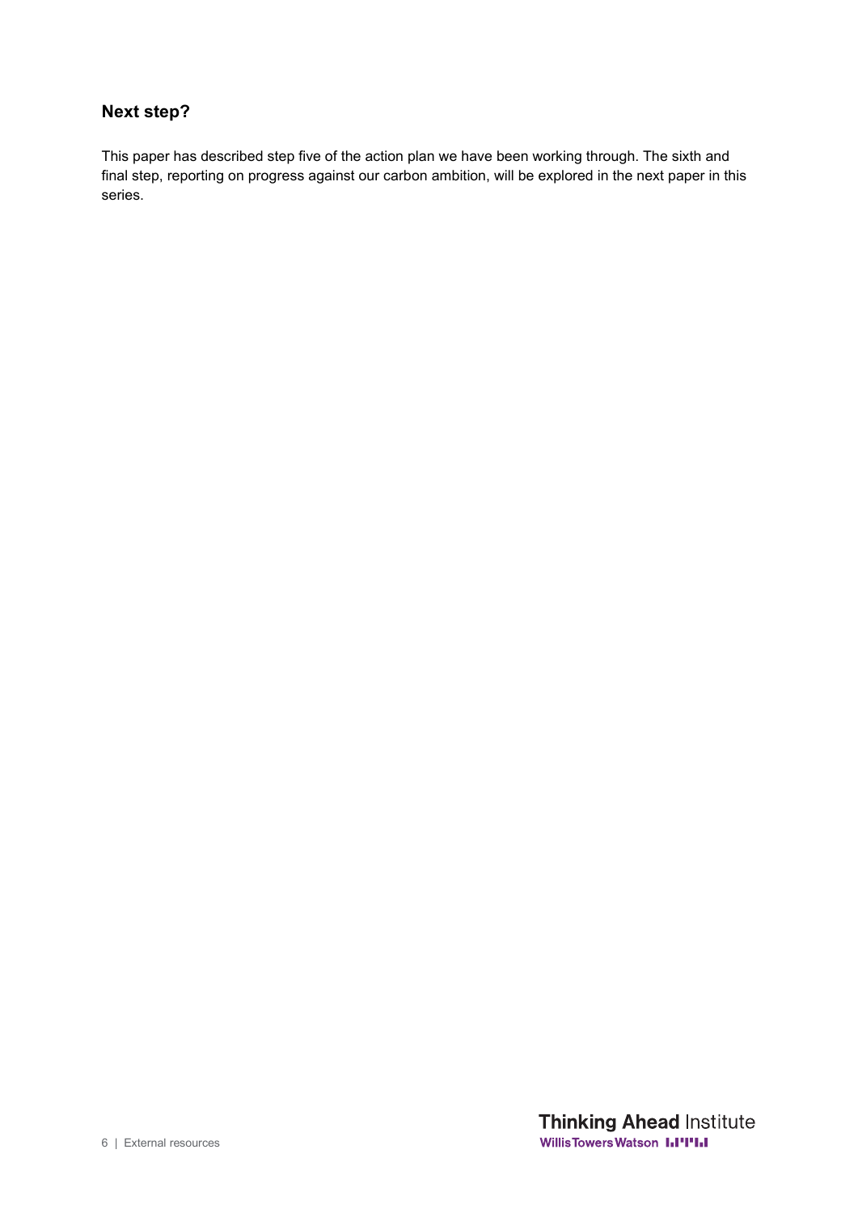### Next step?

This paper has described step five of the action plan we have been working through. The sixth and final step, reporting on progress against our carbon ambition, will be explored in the next paper in this series.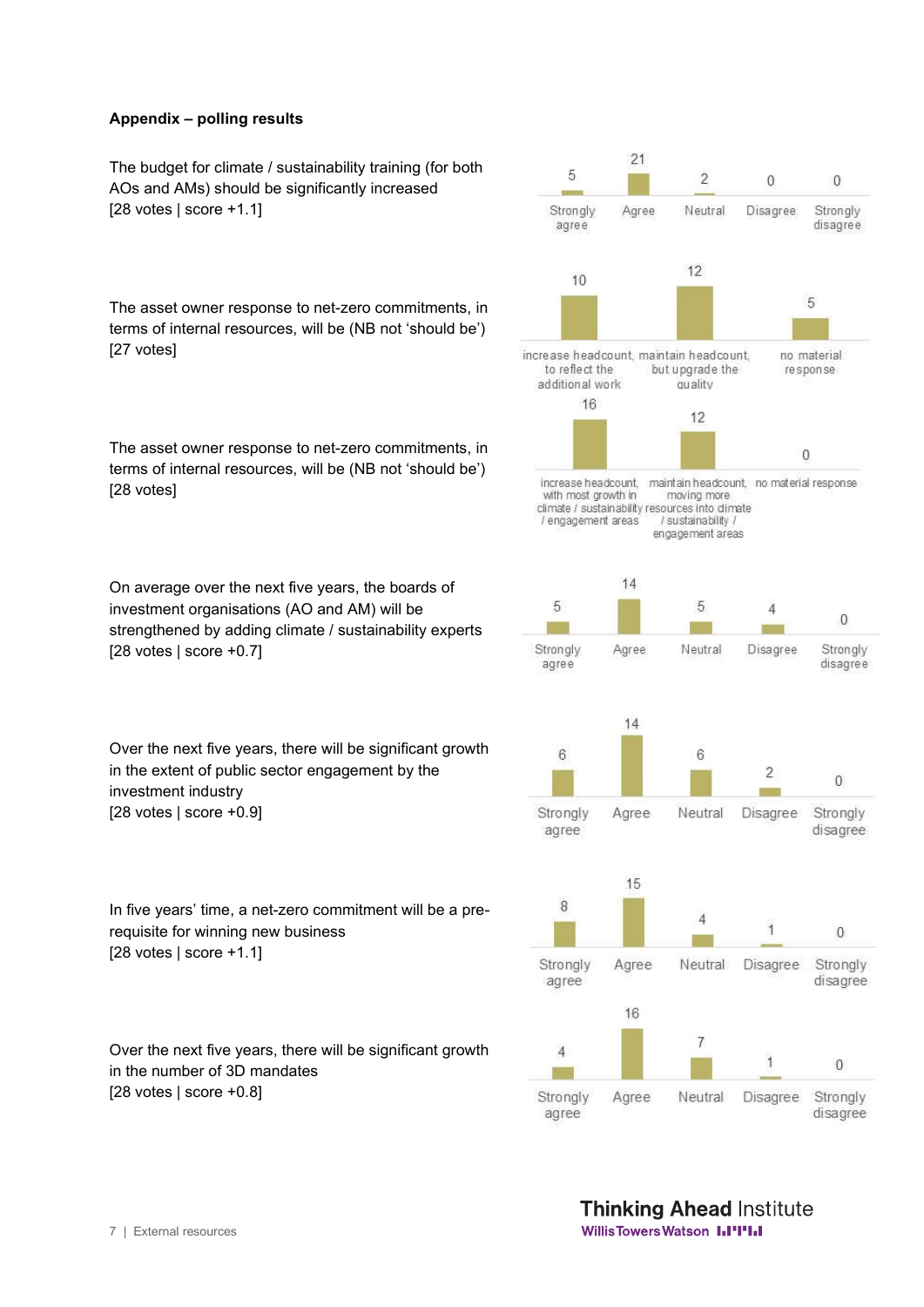**Appendix – polling results**

The budget for climate / sustainability training (for both AOs and AMs) should be significantly increased
[28 votes | score +1.1]

| Strongly agree | Agree | Neutral | Disagree | Strongly disagree |
|---|---|---|---|---|
| 5 | 21 | 2 | 0 | 0 |

The asset owner response to net-zero commitments, in terms of internal resources, will be (NB not 'should be')
[27 votes]

| increase headcount to reflect the additional work | maintain headcount, but upgrade the quality | no material response |
|---|---|---|
| 10 | 12 | 5 |

The asset owner response to net-zero commitments, in terms of internal resources, will be (NB not 'should be')
[28 votes]

| increase headcount, with most growth in climate / sustainability / engagement areas | maintain headcount, moving more resources into climate / sustainability / engagement areas | no material response |
|---|---|---|
| 16 | 12 | 0 |

On average over the next five years, the boards of investment organisations (AO and AM) will be strengthened by adding climate / sustainability experts
[28 votes | score +0.7]

| Strongly agree | Agree | Neutral | Disagree | Strongly disagree |
|---|---|---|---|---|
| 5 | 14 | 5 | 4 | 0 |

Over the next five years, there will be significant growth in the extent of public sector engagement by the investment industry
[28 votes | score +0.9]

| Strongly agree | Agree | Neutral | Disagree | Strongly disagree |
|---|---|---|---|---|
| 6 | 14 | 6 | 2 | 0 |

In five years' time, a net-zero commitment will be a pre-requisite for winning new business
[28 votes | score +1.1]

| Strongly agree | Agree | Neutral | Disagree | Strongly disagree |
|---|---|---|---|---|
| 8 | 15 | 4 | 1 | 0 |

Over the next five years, there will be significant growth in the number of 3D mandates
[28 votes | score +0.8]

| Strongly agree | Agree | Neutral | Disagree | Strongly disagree |
|---|---|---|---|---|
| 4 | 16 | 7 | 1 | 0 |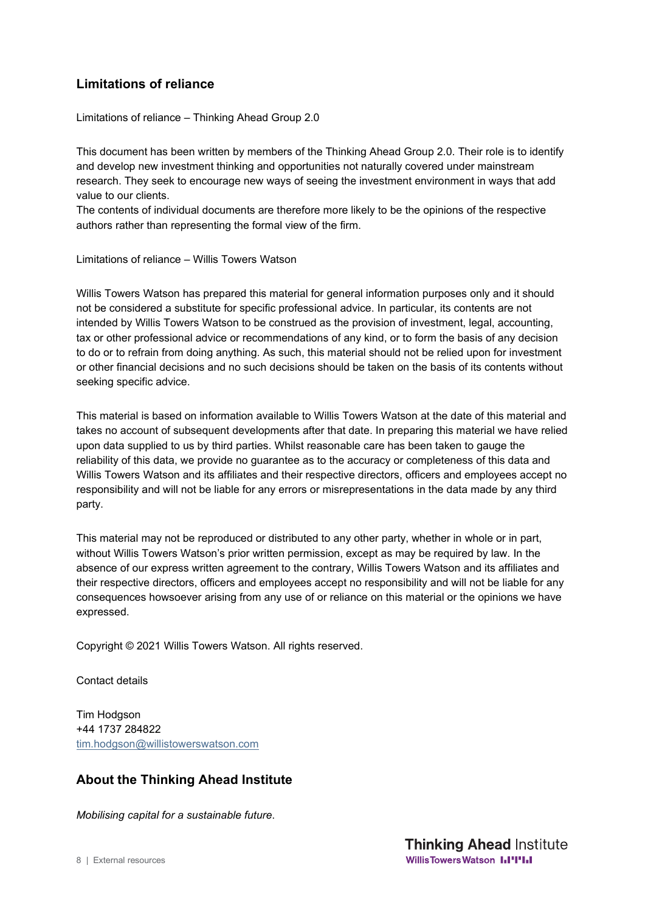## Limitations of reliance

Limitations of reliance – Thinking Ahead Group 2.0

This document has been written by members of the Thinking Ahead Group 2.0. Their role is to identify and develop new investment thinking and opportunities not naturally covered under mainstream research. They seek to encourage new ways of seeing the investment environment in ways that add value to our clients.
The contents of individual documents are therefore more likely to be the opinions of the respective authors rather than representing the formal view of the firm.

Limitations of reliance – Willis Towers Watson

Willis Towers Watson has prepared this material for general information purposes only and it should not be considered a substitute for specific professional advice. In particular, its contents are not intended by Willis Towers Watson to be construed as the provision of investment, legal, accounting, tax or other professional advice or recommendations of any kind, or to form the basis of any decision to do or to refrain from doing anything. As such, this material should not be relied upon for investment or other financial decisions and no such decisions should be taken on the basis of its contents without seeking specific advice.

This material is based on information available to Willis Towers Watson at the date of this material and takes no account of subsequent developments after that date. In preparing this material we have relied upon data supplied to us by third parties. Whilst reasonable care has been taken to gauge the reliability of this data, we provide no guarantee as to the accuracy or completeness of this data and Willis Towers Watson and its affiliates and their respective directors, officers and employees accept no responsibility and will not be liable for any errors or misrepresentations in the data made by any third party.

This material may not be reproduced or distributed to any other party, whether in whole or in part, without Willis Towers Watson's prior written permission, except as may be required by law. In the absence of our express written agreement to the contrary, Willis Towers Watson and its affiliates and their respective directors, officers and employees accept no responsibility and will not be liable for any consequences howsoever arising from any use of or reliance on this material or the opinions we have expressed.

Copyright © 2021 Willis Towers Watson. All rights reserved.

Contact details

Tim Hodgson
+44 1737 284822
tim.hodgson@willistowerswatson.com

## About the Thinking Ahead Institute

*Mobilising capital for a sustainable future.*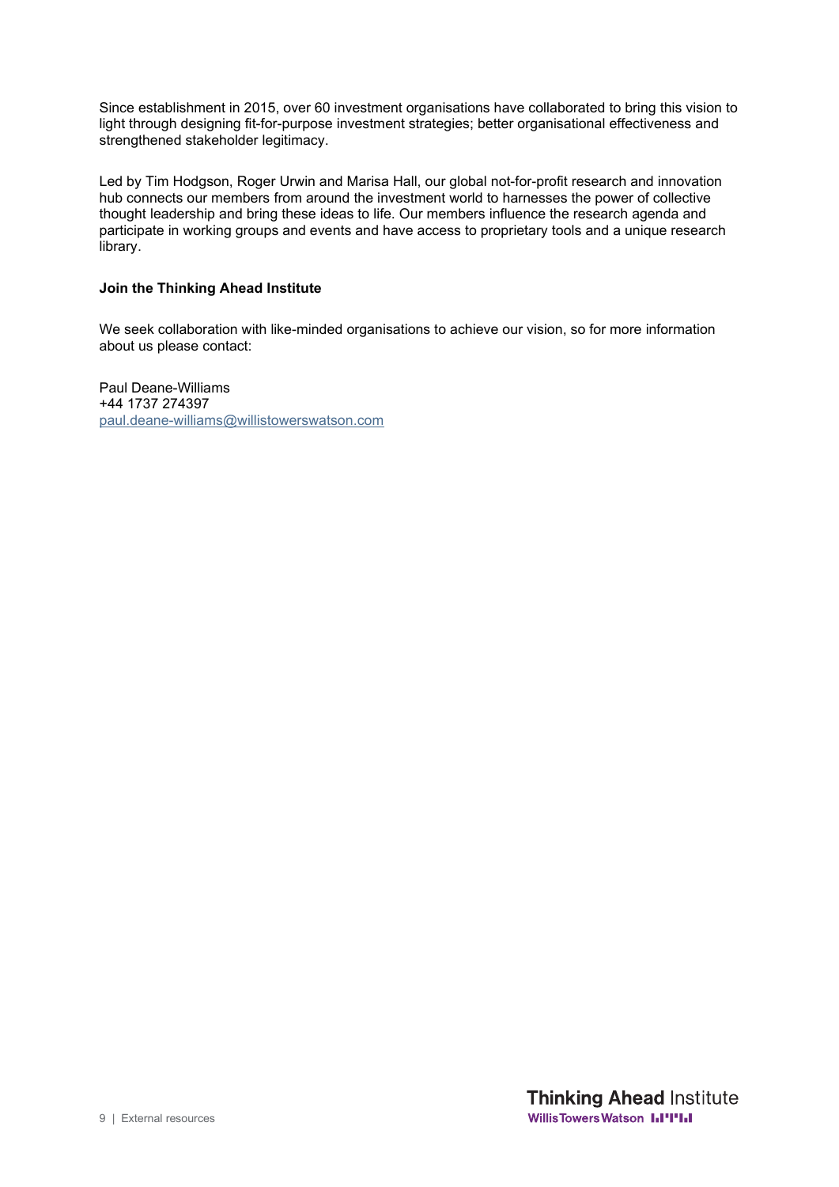Since establishment in 2015, over 60 investment organisations have collaborated to bring this vision to light through designing fit-for-purpose investment strategies; better organisational effectiveness and strengthened stakeholder legitimacy.

Led by Tim Hodgson, Roger Urwin and Marisa Hall, our global not-for-profit research and innovation hub connects our members from around the investment world to harnesses the power of collective thought leadership and bring these ideas to life. Our members influence the research agenda and participate in working groups and events and have access to proprietary tools and a unique research library.

**Join the Thinking Ahead Institute**

We seek collaboration with like-minded organisations to achieve our vision, so for more information about us please contact:

Paul Deane-Williams
+44 1737 274397
paul.deane-williams@willistowerswatson.com